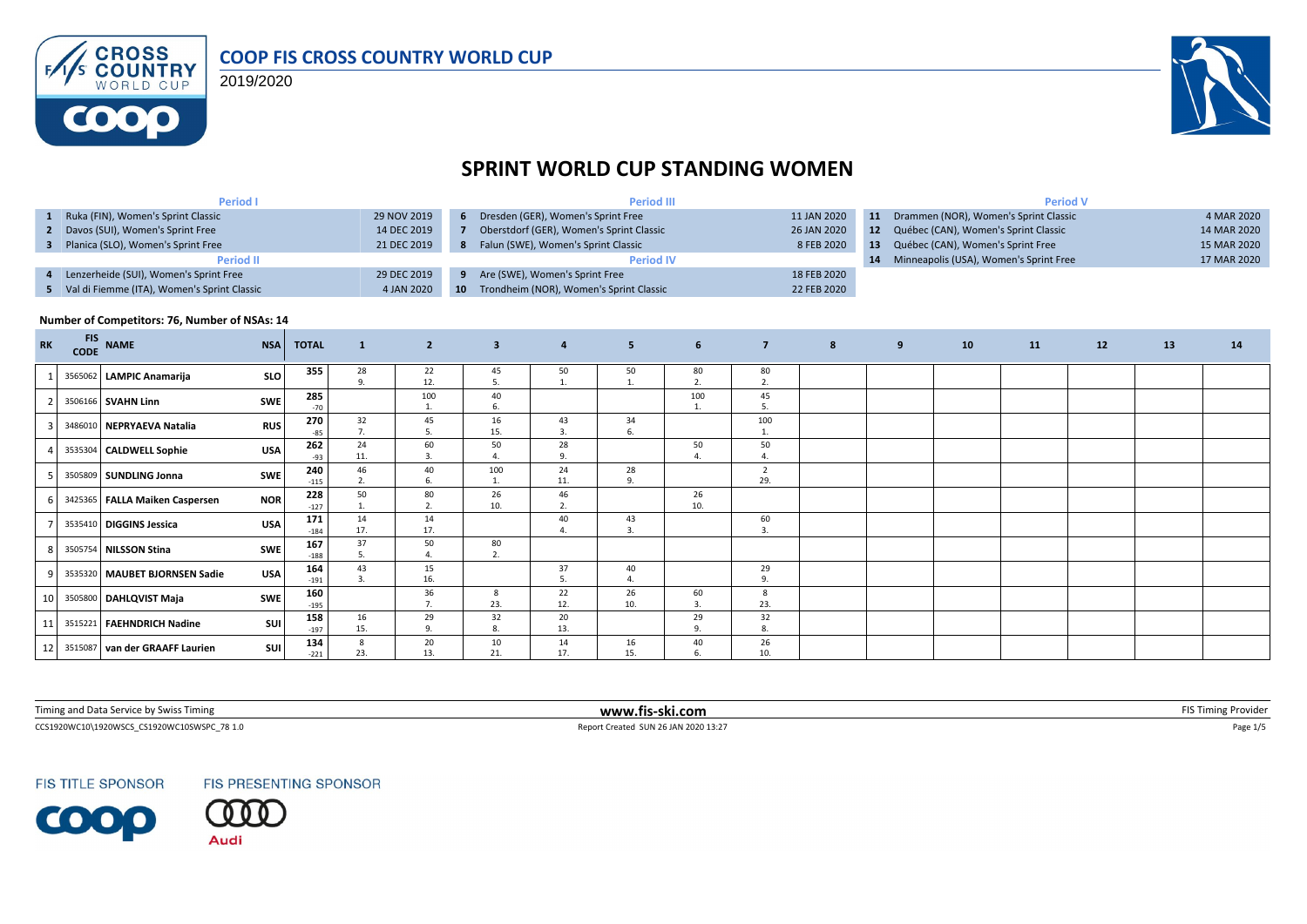# COOP FIS CROSS COUNTRY WORLD CUP

2019/2020

## SPRINT WORLD CUP STANDING WOMEN

| | Period I | |
|---|---|---|
| 1 | Ruka (FIN), Women's Sprint Classic | 29 NOV 2019 |
| 2 | Davos (SUI), Women's Sprint Free | 14 DEC 2019 |
| 3 | Planica (SLO), Women's Sprint Free | 21 DEC 2019 |
| | **Period II** | |
| 4 | Lenzerheide (SUI), Women's Sprint Free | 29 DEC 2019 |
| 5 | Val di Fiemme (ITA), Women's Sprint Classic | 4 JAN 2020 |
| | **Period III** | |
| 6 | Dresden (GER), Women's Sprint Free | 11 JAN 2020 |
| 7 | Oberstdorf (GER), Women's Sprint Classic | 26 JAN 2020 |
| 8 | Falun (SWE), Women's Sprint Classic | 8 FEB 2020 |
| | **Period IV** | |
| 9 | Are (SWE), Women's Sprint Free | 18 FEB 2020 |
| 10 | Trondheim (NOR), Women's Sprint Classic | 22 FEB 2020 |
| | **Period V** | |
| 11 | Drammen (NOR), Women's Sprint Classic | 4 MAR 2020 |
| 12 | Québec (CAN), Women's Sprint Classic | 14 MAR 2020 |
| 13 | Québec (CAN), Women's Sprint Free | 15 MAR 2020 |
| 14 | Minneapolis (USA), Women's Sprint Free | 17 MAR 2020 |

**Number of Competitors: 76, Number of NSAs: 14**

| RK | FIS CODE | NAME | NSA | TOTAL | 1 | 2 | 3 | 4 | 5 | 6 | 7 | 8 | 9 | 10 | 11 | 12 | 13 | 14 |
|---|---|---|---|---|---|---|---|---|---|---|---|---|---|---|---|---|---|---|
| 1 | 3565062 | LAMPIC Anamarija | SLO | 355 | 28 9. | 22 12. | 45 5. | 50 1. | 50 1. | 80 2. | 80 2. | | | | | | | |
| 2 | 3506166 | SVAHN Linn | SWE | 285 -70 | | 100 1. | 40 6. | | | 100 1. | 45 5. | | | | | | | |
| 3 | 3486010 | NEPRYAEVA Natalia | RUS | 270 -85 | 32 7. | 45 5. | 16 15. | 43 3. | 34 6. | | 100 1. | | | | | | | |
| 4 | 3535304 | CALDWELL Sophie | USA | 262 -93 | 24 11. | 60 3. | 50 4. | 28 9. | | 50 4. | 50 4. | | | | | | | |
| 5 | 3505809 | SUNDLING Jonna | SWE | 240 -115 | 46 2. | 40 6. | 100 1. | 24 11. | 28 9. | | 2 29. | | | | | | | |
| 6 | 3425365 | FALLA Maiken Caspersen | NOR | 228 -127 | 50 1. | 80 2. | 26 10. | 46 2. | | 26 10. | | | | | | | | |
| 7 | 3535410 | DIGGINS Jessica | USA | 171 -184 | 14 17. | 14 17. | | 40 4. | 43 3. | | 60 3. | | | | | | | |
| 8 | 3505754 | NILSSON Stina | SWE | 167 -188 | 37 5. | 50 4. | 80 2. | | | | | | | | | | | |
| 9 | 3535320 | MAUBET BJORNSEN Sadie | USA | 164 -191 | 43 3. | 15 16. | | 37 5. | 40 4. | | 29 9. | | | | | | | |
| 10 | 3505800 | DAHLQVIST Maja | SWE | 160 -195 | | 36 7. | 8 23. | 22 12. | 26 10. | 60 3. | 8 23. | | | | | | | |
| 11 | 3515221 | FAEHNDRICH Nadine | SUI | 158 -197 | 16 15. | 29 9. | 32 8. | 20 13. | | 29 9. | 32 8. | | | | | | | |
| 12 | 3515087 | van der GRAAFF Laurien | SUI | 134 -221 | 8 23. | 20 13. | 10 21. | 14 17. | 16 15. | 40 6. | 26 10. | | | | | | | |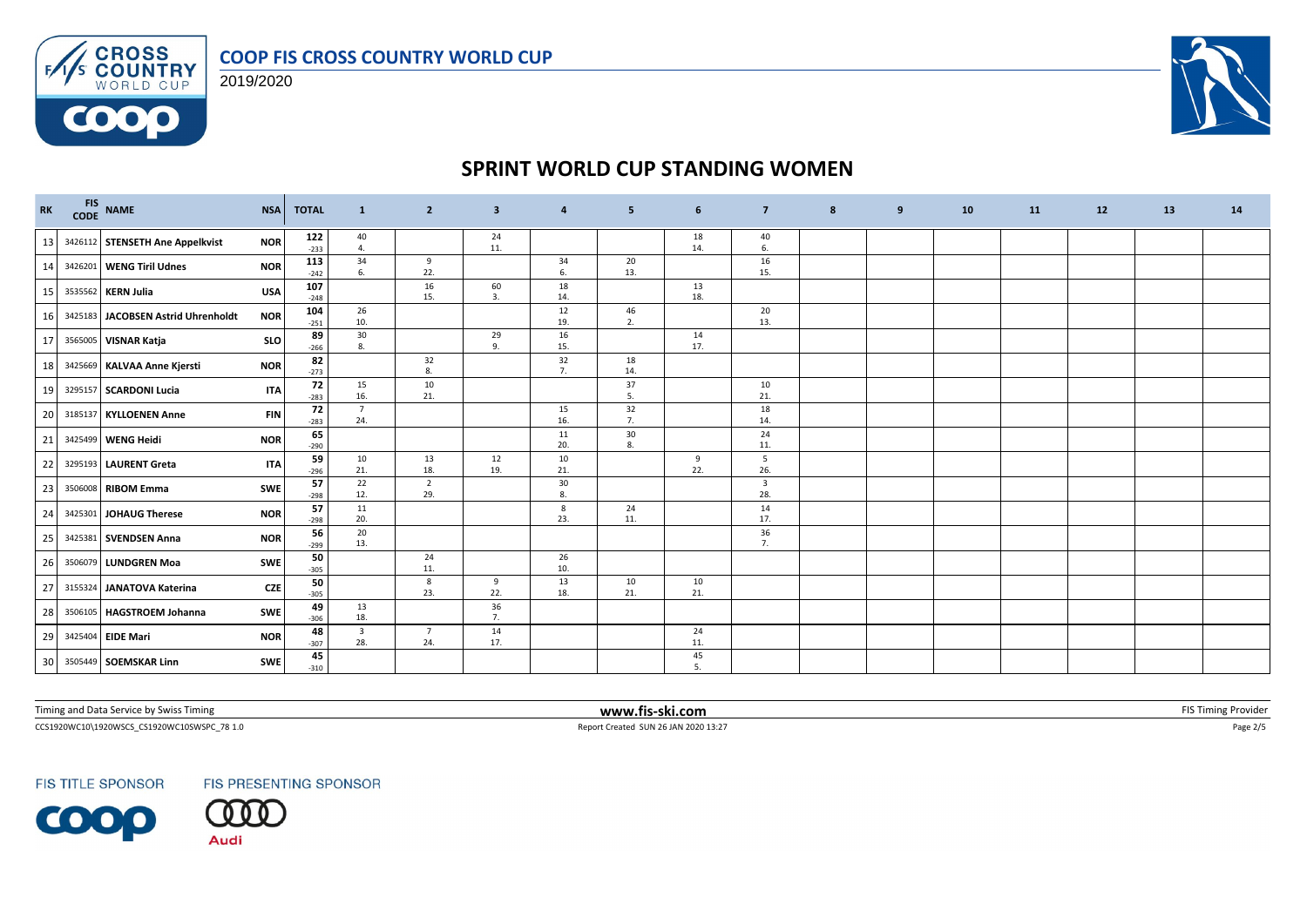# COOP FIS CROSS COUNTRY WORLD CUP

2019/2020

## SPRINT WORLD CUP STANDING WOMEN

| RK | FIS CODE | NAME | NSA | TOTAL | 1 | 2 | 3 | 4 | 5 | 6 | 7 | 8 | 9 | 10 | 11 | 12 | 13 | 14 |
|---|---|---|---|---|---|---|---|---|---|---|---|---|---|---|---|---|---|---|
| 13 | 3426112 | **STENSETH Ane Appelkvist** | NOR | **122** -233 | 40 4. | | 24 11. | | | 18 14. | 40 6. | | | | | | | |
| 14 | 3426201 | **WENG Tiril Udnes** | NOR | **113** -242 | 34 6. | 9 22. | | 34 6. | 20 13. | | 16 15. | | | | | | | |
| 15 | 3535562 | **KERN Julia** | USA | **107** -248 | | 16 15. | 60 3. | 18 14. | | 13 18. | | | | | | | | |
| 16 | 3425183 | **JACOBSEN Astrid Uhrenholdt** | NOR | **104** -251 | 26 10. | | | 12 19. | 46 2. | | 20 13. | | | | | | | |
| 17 | 3565005 | **VISNAR Katja** | SLO | **89** -266 | 30 8. | | 29 9. | 16 15. | | 14 17. | | | | | | | | |
| 18 | 3425669 | **KALVAA Anne Kjersti** | NOR | **82** -273 | | 32 8. | | 32 7. | 18 14. | | | | | | | | | |
| 19 | 3295157 | **SCARDONI Lucia** | ITA | **72** -283 | 15 16. | 10 21. | | | 37 5. | | 10 21. | | | | | | | |
| 20 | 3185137 | **KYLLOENEN Anne** | FIN | **72** -283 | 7 24. | | | 15 16. | 32 7. | | 18 14. | | | | | | | |
| 21 | 3425499 | **WENG Heidi** | NOR | **65** -290 | | | | 11 20. | 30 8. | | 24 11. | | | | | | | |
| 22 | 3295193 | **LAURENT Greta** | ITA | **59** -296 | 10 21. | 13 18. | 12 19. | 10 21. | | 9 22. | 5 26. | | | | | | | |
| 23 | 3506008 | **RIBOM Emma** | SWE | **57** -298 | 22 12. | 2 29. | | 30 8. | | | 3 28. | | | | | | | |
| 24 | 3425301 | **JOHAUG Therese** | NOR | **57** -298 | 11 20. | | | 8 23. | 24 11. | | 14 17. | | | | | | | |
| 25 | 3425381 | **SVENDSEN Anna** | NOR | **56** -299 | 20 13. | | | | | | 36 7. | | | | | | | |
| 26 | 3506079 | **LUNDGREN Moa** | SWE | **50** -305 | | 24 11. | | 26 10. | | | | | | | | | | |
| 27 | 3155324 | **JANATOVA Katerina** | CZE | **50** -305 | | 8 23. | 9 22. | 13 18. | 10 21. | 10 21. | | | | | | | | |
| 28 | 3506105 | **HAGSTROEM Johanna** | SWE | **49** -306 | 13 18. | | 36 7. | | | | | | | | | | | |
| 29 | 3425404 | **EIDE Mari** | NOR | **48** -307 | 3 28. | 7 24. | 14 17. | | | 24 11. | | | | | | | | |
| 30 | 3505449 | **SOEMSKAR Linn** | SWE | **45** -310 | | | | | | 45 5. | | | | | | | | |

Timing and Data Service by Swiss Timing | www.fis-ski.com | FIS Timing Provider

CCS1920WC10\1920WSCS_CS1920WC10SWSPC_78 1.0 | Report Created SUN 26 JAN 2020 13:27

FIS TITLE SPONSOR | FIS PRESENTING SPONSOR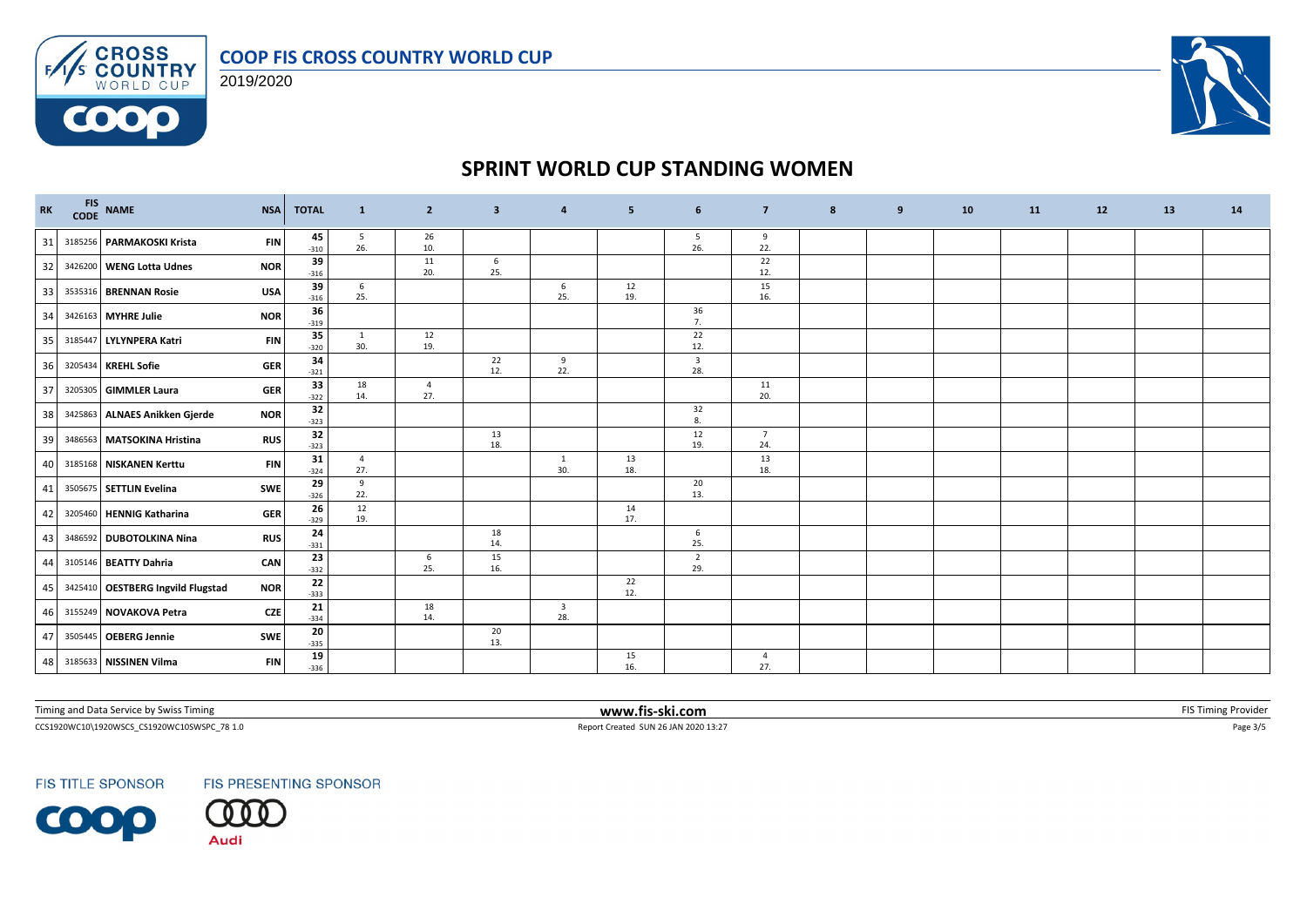# SPRINT WORLD CUP STANDING WOMEN

COOP FIS CROSS COUNTRY WORLD CUP

2019/2020

| RK | FIS CODE | NAME | NSA | TOTAL | 1 | 2 | 3 | 4 | 5 | 6 | 7 | 8 | 9 | 10 | 11 | 12 | 13 | 14 |
|---|---|---|---|---|---|---|---|---|---|---|---|---|---|---|---|---|---|---|
| 31 | 3185256 | PARMAKOSKI Krista | FIN | 45 -310 | 5 26. | 26 10. | | | | 5 26. | 9 22. | | | | | | | |
| 32 | 3426200 | WENG Lotta Udnes | NOR | 39 -316 | | 11 20. | 6 25. | | | | 22 12. | | | | | | | |
| 33 | 3535316 | BRENNAN Rosie | USA | 39 -316 | 6 25. | | | 6 25. | 12 19. | | 15 16. | | | | | | | |
| 34 | 3426163 | MYHRE Julie | NOR | 36 -319 | | | | | | 36 7. | | | | | | | | |
| 35 | 3185447 | LYLYNPERA Katri | FIN | 35 -320 | 1 30. | 12 19. | | | | 22 12. | | | | | | | | |
| 36 | 3205434 | KREHL Sofie | GER | 34 -321 | | | 22 12. | 9 22. | | 3 28. | | | | | | | | |
| 37 | 3205305 | GIMMLER Laura | GER | 33 -322 | 18 14. | 4 27. | | | | | 11 20. | | | | | | | |
| 38 | 3425863 | ALNAES Anikken Gjerde | NOR | 32 -323 | | | | | | 32 8. | | | | | | | | |
| 39 | 3486563 | MATSOKINA Hristina | RUS | 32 -323 | | | 13 18. | | | 12 19. | 7 24. | | | | | | | |
| 40 | 3185168 | NISKANEN Kerttu | FIN | 31 -324 | 4 27. | | | 1 30. | 13 18. | | 13 18. | | | | | | | |
| 41 | 3505675 | SETTLIN Evelina | SWE | 29 -326 | 9 22. | | | | | 20 13. | | | | | | | | |
| 42 | 3205460 | HENNIG Katharina | GER | 26 -329 | 12 19. | | | | 14 17. | | | | | | | | | |
| 43 | 3486592 | DUBOTOLKINA Nina | RUS | 24 -331 | | | 18 14. | | | 6 25. | | | | | | | | |
| 44 | 3105146 | BEATTY Dahria | CAN | 23 -332 | | 6 25. | 15 16. | | | 2 29. | | | | | | | | |
| 45 | 3425410 | OESTBERG Ingvild Flugstad | NOR | 22 -333 | | | | | 22 12. | | | | | | | | | |
| 46 | 3155249 | NOVAKOVA Petra | CZE | 21 -334 | | 18 14. | | 3 28. | | | | | | | | | | |
| 47 | 3505445 | OEBERG Jennie | SWE | 20 -335 | | | 20 13. | | | | | | | | | | | |
| 48 | 3185633 | NISSINEN Vilma | FIN | 19 -336 | | | | | 15 16. | | 4 27. | | | | | | | |

Timing and Data Service by Swiss Timing | www.fis-ski.com | FIS Timing Provider

CCS1920WC10\1920WSCS_CS1920WC10SWSPC_78 1.0 | Report Created SUN 26 JAN 2020 13:27

FIS TITLE SPONSOR | FIS PRESENTING SPONSOR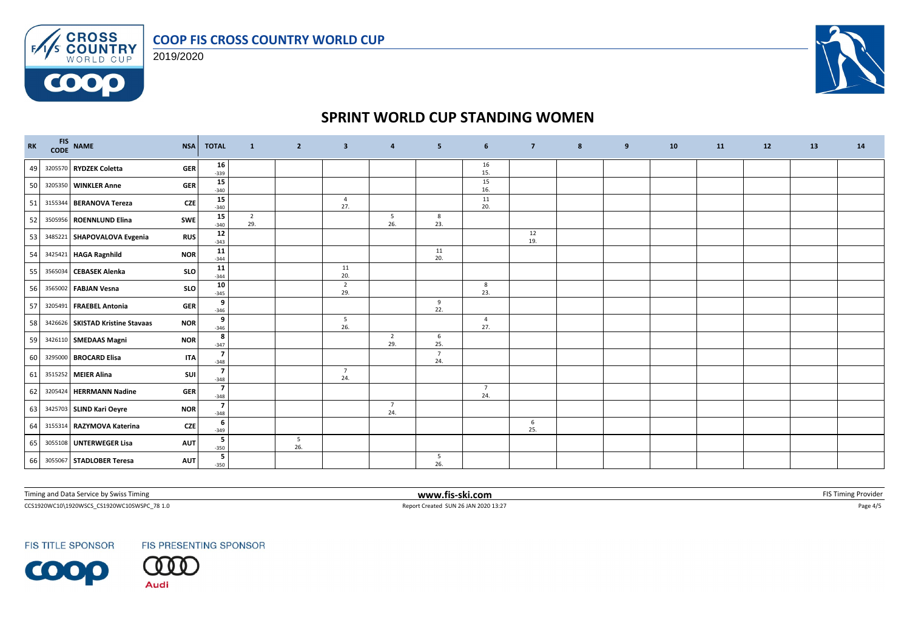# COOP FIS CROSS COUNTRY WORLD CUP

2019/2020

## SPRINT WORLD CUP STANDING WOMEN

| RK | FIS CODE | NAME | NSA | TOTAL | 1 | 2 | 3 | 4 | 5 | 6 | 7 | 8 | 9 | 10 | 11 | 12 | 13 | 14 |
|---|---|---|---|---|---|---|---|---|---|---|---|---|---|---|---|---|---|---|
| 49 | 3205570 | RYDZEK Coletta | GER | 16 -339 | | | | | | 16 15. | | | | | | | | |
| 50 | 3205350 | WINKLER Anne | GER | 15 -340 | | | | | | 15 16. | | | | | | | | |
| 51 | 3155344 | BERANOVA Tereza | CZE | 15 -340 | | | 4 27. | | | 11 20. | | | | | | | | |
| 52 | 3505956 | ROENNLUND Elina | SWE | 15 -340 | 2 29. | | | 5 26. | 8 23. | | | | | | | | | |
| 53 | 3485221 | SHAPOVALOVA Evgenia | RUS | 12 -343 | | | | | | | 12 19. | | | | | | | |
| 54 | 3425421 | HAGA Ragnhild | NOR | 11 -344 | | | | | 11 20. | | | | | | | | | |
| 55 | 3565034 | CEBASEK Alenka | SLO | 11 -344 | | | 11 20. | | | | | | | | | | | |
| 56 | 3565002 | FABJAN Vesna | SLO | 10 -345 | | | 2 29. | | | 8 23. | | | | | | | | |
| 57 | 3205491 | FRAEBEL Antonia | GER | 9 -346 | | | | | 9 22. | | | | | | | | | |
| 58 | 3426626 | SKISTAD Kristine Stavaas | NOR | 9 -346 | | | 5 26. | | | 4 27. | | | | | | | | |
| 59 | 3426110 | SMEDAAS Magni | NOR | 8 -347 | | | | 2 29. | 6 25. | | | | | | | | | |
| 60 | 3295000 | BROCARD Elisa | ITA | 7 -348 | | | | | 7 24. | | | | | | | | | |
| 61 | 3515252 | MEIER Alina | SUI | 7 -348 | | | 7 24. | | | | | | | | | | | |
| 62 | 3205424 | HERRMANN Nadine | GER | 7 -348 | | | | | | 7 24. | | | | | | | | |
| 63 | 3425703 | SLIND Kari Oeyre | NOR | 7 -348 | | | | 7 24. | | | | | | | | | | |
| 64 | 3155314 | RAZYMOVA Katerina | CZE | 6 -349 | | | | | | | 6 25. | | | | | | | |
| 65 | 3055108 | UNTERWEGER Lisa | AUT | 5 -350 | | 5 26. | | | | | | | | | | | | |
| 66 | 3055067 | STADLOBER Teresa | AUT | 5 -350 | | | | | 5 26. | | | | | | | | | |

Timing and Data Service by Swiss Timing — www.fis-ski.com — FIS Timing Provider

CCS1920WC10\1920WSCS_CS1920WC10SWSPC_78 1.0 — Report Created SUN 26 JAN 2020 13:27

FIS TITLE SPONSOR — FIS PRESENTING SPONSOR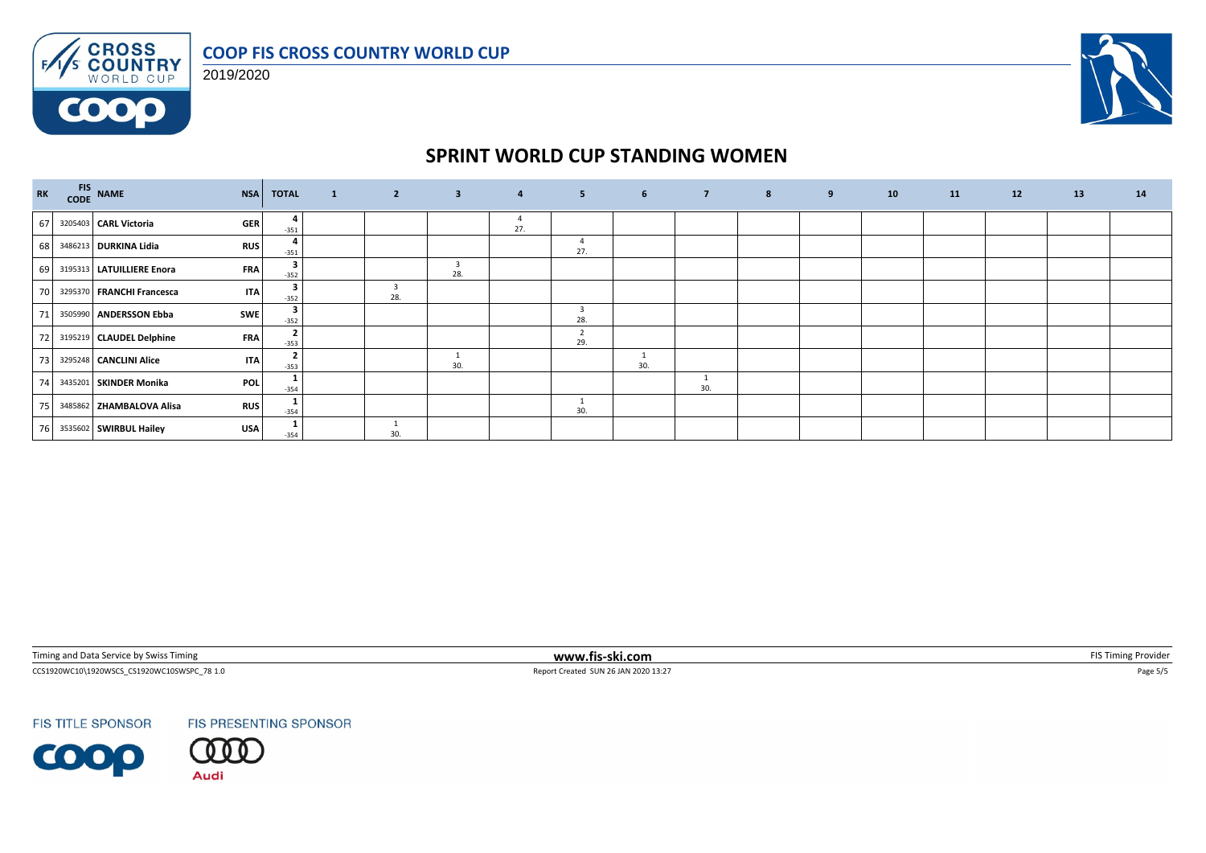# SPRINT WORLD CUP STANDING WOMEN

| RK | FIS CODE | NAME | NSA | TOTAL | 1 | 2 | 3 | 4 | 5 | 6 | 7 | 8 | 9 | 10 | 11 | 12 | 13 | 14 |
|---|---|---|---|---|---|---|---|---|---|---|---|---|---|---|---|---|---|---|
| 67 | 3205403 | **CARL Victoria** | GER | **4** -351 | | | | 4 27. | | | | | | | | | | |
| 68 | 3486213 | **DURKINA Lidia** | RUS | **4** -351 | | | | | 4 27. | | | | | | | | | |
| 69 | 3195313 | **LATUILLIERE Enora** | FRA | **3** -352 | | | 3 28. | | | | | | | | | | | |
| 70 | 3295370 | **FRANCHI Francesca** | ITA | **3** -352 | | 3 28. | | | | | | | | | | | | |
| 71 | 3505990 | **ANDERSSON Ebba** | SWE | **3** -352 | | | | | 3 28. | | | | | | | | | |
| 72 | 3195219 | **CLAUDEL Delphine** | FRA | **2** -353 | | | | | 2 29. | | | | | | | | | |
| 73 | 3295248 | **CANCLINI Alice** | ITA | **2** -353 | | | 1 30. | | | 1 30. | | | | | | | | |
| 74 | 3435201 | **SKINDER Monika** | POL | **1** -354 | | | | | | | 1 30. | | | | | | | |
| 75 | 3485862 | **ZHAMBALOVA Alisa** | RUS | **1** -354 | | | | | 1 30. | | | | | | | | | |
| 76 | 3535602 | **SWIRBUL Hailey** | USA | **1** -354 | | 1 30. | | | | | | | | | | | | |

Timing and Data Service by Swiss Timing

www.fis-ski.com

FIS Timing Provider

CCS1920WC10\1920WSCS_CS1920WC10SWSPC_78 1.0

Report Created SUN 26 JAN 2020 13:27

FIS TITLE SPONSOR

FIS PRESENTING SPONSOR